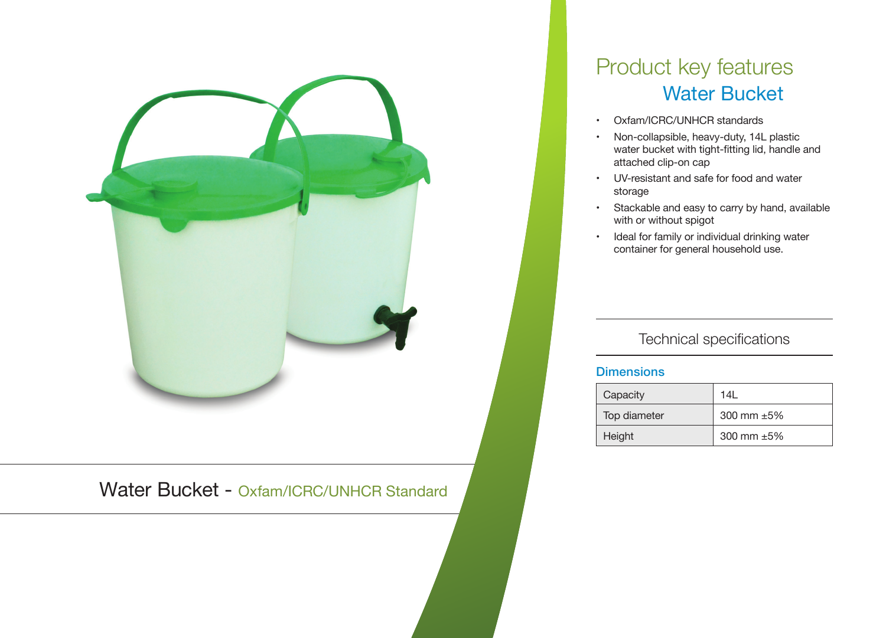Water Bucket - Oxfam/ICRC/UNHCR Standard

# Product key features

## Water Bucket

- Oxfam/ICRC/UNHCR standards
- Non-collapsible, heavy-duty, 14L plastic water bucket with tight-fitting lid, handle and attached clip-on cap
- UV-resistant and safe for food and water storage
- Stackable and easy to carry by hand, available with or without spigot
- Ideal for family or individual drinking water container for general household use.

## Technical specifications

### Dimensions

| | |
|---|---|
| Capacity | 14L |
| Top diameter | 300 mm ±5% |
| Height | 300 mm ±5% |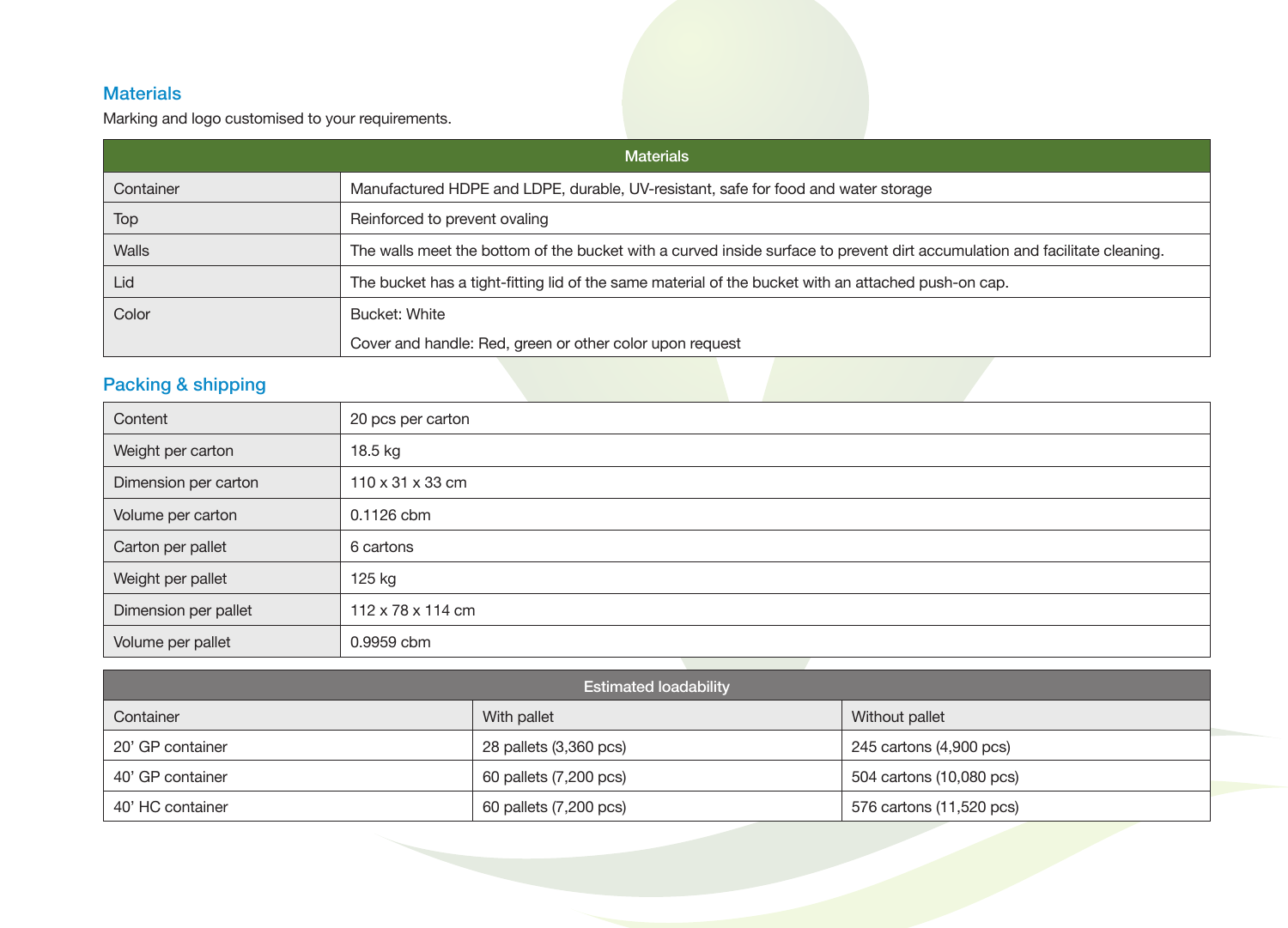## Materials

Marking and logo customised to your requirements.

| Materials | |
|---|---|
| Container | Manufactured HDPE and LDPE, durable, UV-resistant, safe for food and water storage |
| Top | Reinforced to prevent ovaling |
| Walls | The walls meet the bottom of the bucket with a curved inside surface to prevent dirt accumulation and facilitate cleaning. |
| Lid | The bucket has a tight-fitting lid of the same material of the bucket with an attached push-on cap. |
| Color | Bucket: White<br>Cover and handle: Red, green or other color upon request |

## Packing & shipping

| | |
|---|---|
| Content | 20 pcs per carton |
| Weight per carton | 18.5 kg |
| Dimension per carton | 110 x 31 x 33 cm |
| Volume per carton | 0.1126 cbm |
| Carton per pallet | 6 cartons |
| Weight per pallet | 125 kg |
| Dimension per pallet | 112 x 78 x 114 cm |
| Volume per pallet | 0.9959 cbm |

| Estimated loadability | | |
|---|---|---|
| Container | With pallet | Without pallet |
| 20’ GP container | 28 pallets (3,360 pcs) | 245 cartons (4,900 pcs) |
| 40’ GP container | 60 pallets (7,200 pcs) | 504 cartons (10,080 pcs) |
| 40’ HC container | 60 pallets (7,200 pcs) | 576 cartons (11,520 pcs) |